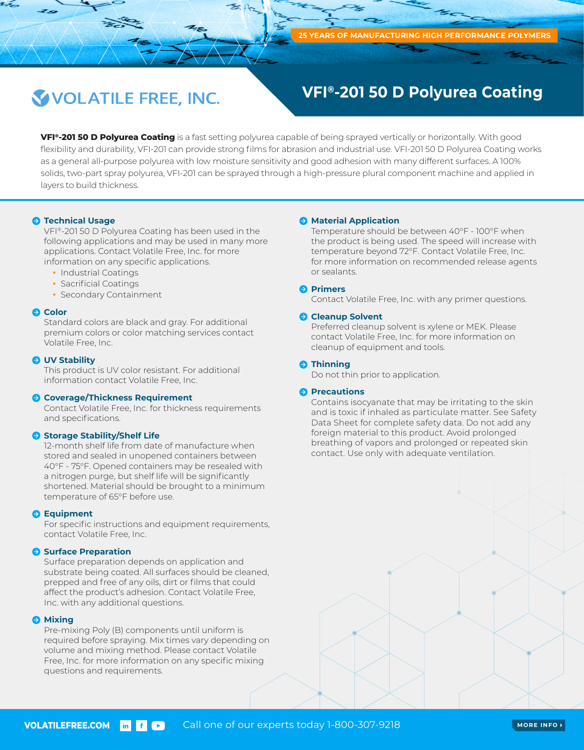25 YEARS OF MANUFACTURING HIGH PERFORMANCE POLYMERS

VOLATILE FREE, INC.

# VFI®-201 50 D Polyurea Coating

**VFI®-201 50 D Polyurea Coating** is a fast setting polyurea capable of being sprayed vertically or horizontally. With good flexibility and durability, VFI-201 can provide strong films for abrasion and industrial use. VFI-201 50 D Polyurea Coating works as a general all-purpose polyurea with low moisture sensitivity and good adhesion with many different surfaces. A 100% solids, two-part spray polyurea, VFI-201 can be sprayed through a high-pressure plural component machine and applied in layers to build thickness.

## Technical Usage

VFI®-201 50 D Polyurea Coating has been used in the following applications and may be used in many more applications. Contact Volatile Free, Inc. for more information on any specific applications.

- Industrial Coatings
- Sacrificial Coatings
- Secondary Containment

## Color

Standard colors are black and gray. For additional premium colors or color matching services contact Volatile Free, Inc.

## UV Stability

This product is UV color resistant. For additional information contact Volatile Free, Inc.

## Coverage/Thickness Requirement

Contact Volatile Free, Inc. for thickness requirements and specifications.

## Storage Stability/Shelf Life

12-month shelf life from date of manufacture when stored and sealed in unopened containers between 40°F - 75°F. Opened containers may be resealed with a nitrogen purge, but shelf life will be significantly shortened. Material should be brought to a minimum temperature of 65°F before use.

## Equipment

For specific instructions and equipment requirements, contact Volatile Free, Inc.

## Surface Preparation

Surface preparation depends on application and substrate being coated. All surfaces should be cleaned, prepped and free of any oils, dirt or films that could affect the product's adhesion. Contact Volatile Free, Inc. with any additional questions.

## Mixing

Pre-mixing Poly (B) components until uniform is required before spraying. Mix times vary depending on volume and mixing method. Please contact Volatile Free, Inc. for more information on any specific mixing questions and requirements.

## Material Application

Temperature should be between 40°F - 100°F when the product is being used. The speed will increase with temperature beyond 72°F. Contact Volatile Free, Inc. for more information on recommended release agents or sealants.

## Primers

Contact Volatile Free, Inc. with any primer questions.

## Cleanup Solvent

Preferred cleanup solvent is xylene or MEK. Please contact Volatile Free, Inc. for more information on cleanup of equipment and tools.

## Thinning

Do not thin prior to application.

## Precautions

Contains isocyanate that may be irritating to the skin and is toxic if inhaled as particulate matter. See Safety Data Sheet for complete safety data. Do not add any foreign material to this product. Avoid prolonged breathing of vapors and prolonged or repeated skin contact. Use only with adequate ventilation.

VOLATILEFREE.COM Call one of our experts today 1-800-307-9218 MORE INFO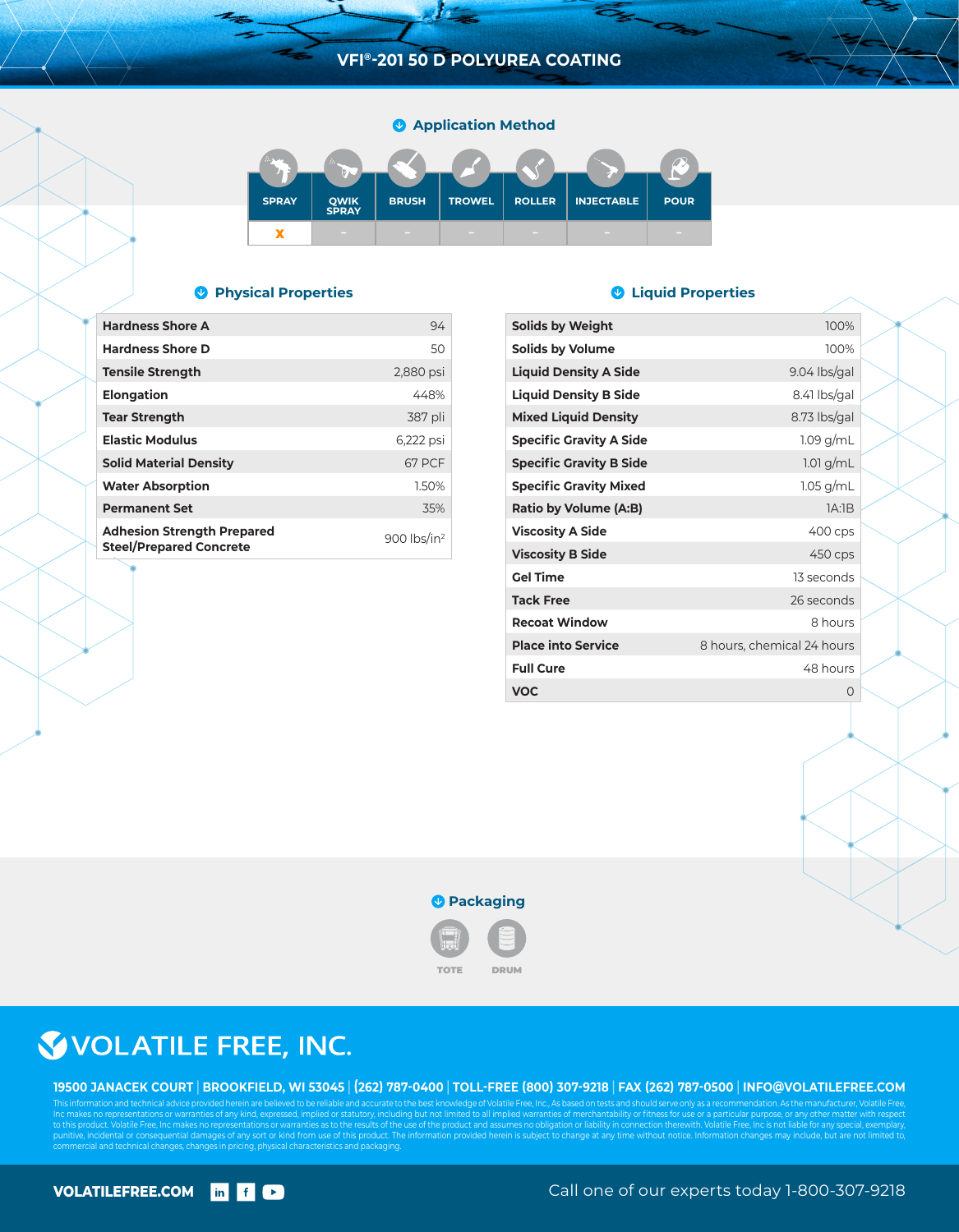# VFI®-201 50 D POLYUREA COATING

## Application Method

| SPRAY | QWIK SPRAY | BRUSH | TROWEL | ROLLER | INJECTABLE | POUR |
|---|---|---|---|---|---|---|
| X | - | - | - | - | - | - |

## Physical Properties

| | |
|---|---|
| **Hardness Shore A** | 94 |
| **Hardness Shore D** | 50 |
| **Tensile Strength** | 2,880 psi |
| **Elongation** | 448% |
| **Tear Strength** | 387 pli |
| **Elastic Modulus** | 6,222 psi |
| **Solid Material Density** | 67 PCF |
| **Water Absorption** | 1.50% |
| **Permanent Set** | 35% |
| **Adhesion Strength Prepared Steel/Prepared Concrete** | 900 lbs/in² |

## Liquid Properties

| | |
|---|---|
| **Solids by Weight** | 100% |
| **Solids by Volume** | 100% |
| **Liquid Density A Side** | 9.04 lbs/gal |
| **Liquid Density B Side** | 8.41 lbs/gal |
| **Mixed Liquid Density** | 8.73 lbs/gal |
| **Specific Gravity A Side** | 1.09 g/mL |
| **Specific Gravity B Side** | 1.01 g/mL |
| **Specific Gravity Mixed** | 1.05 g/mL |
| **Ratio by Volume (A:B)** | 1A:1B |
| **Viscosity A Side** | 400 cps |
| **Viscosity B Side** | 450 cps |
| **Gel Time** | 13 seconds |
| **Tack Free** | 26 seconds |
| **Recoat Window** | 8 hours |
| **Place into Service** | 8 hours, chemical 24 hours |
| **Full Cure** | 48 hours |
| **VOC** | 0 |

## Packaging

TOTE

DRUM

**VOLATILE FREE, INC.**

**19500 JANACEK COURT | BROOKFIELD, WI 53045 | (262) 787-0400 | TOLL-FREE (800) 307-9218 | FAX (262) 787-0500 | INFO@VOLATILEFREE.COM**

This information and technical advice provided herein are believed to be reliable and accurate to the best knowledge of Volatile Free, Inc., As based on tests and should serve only as a recommendation. As the manufacturer, Volatile Free, Inc makes no representations or warranties of any kind, expressed, implied or statutory, including but not limited to all implied warranties of merchantability or fitness for use or a particular purpose, or any other matter with respect to this product. Volatile Free, Inc makes no representations or warranties as to the results of the use of the product and assumes no obligation or liability in connection therewith. Volatile Free, Inc is not liable for any special, exemplary, punitive, incidental or consequential damages of any sort or kind from use of this product. The information provided herein is subject to change at any time without notice. Information changes may include, but are not limited to, commercial and technical changes, changes in pricing, physical characteristics and packaging.

**VOLATILEFREE.COM**

Call one of our experts today 1-800-307-9218